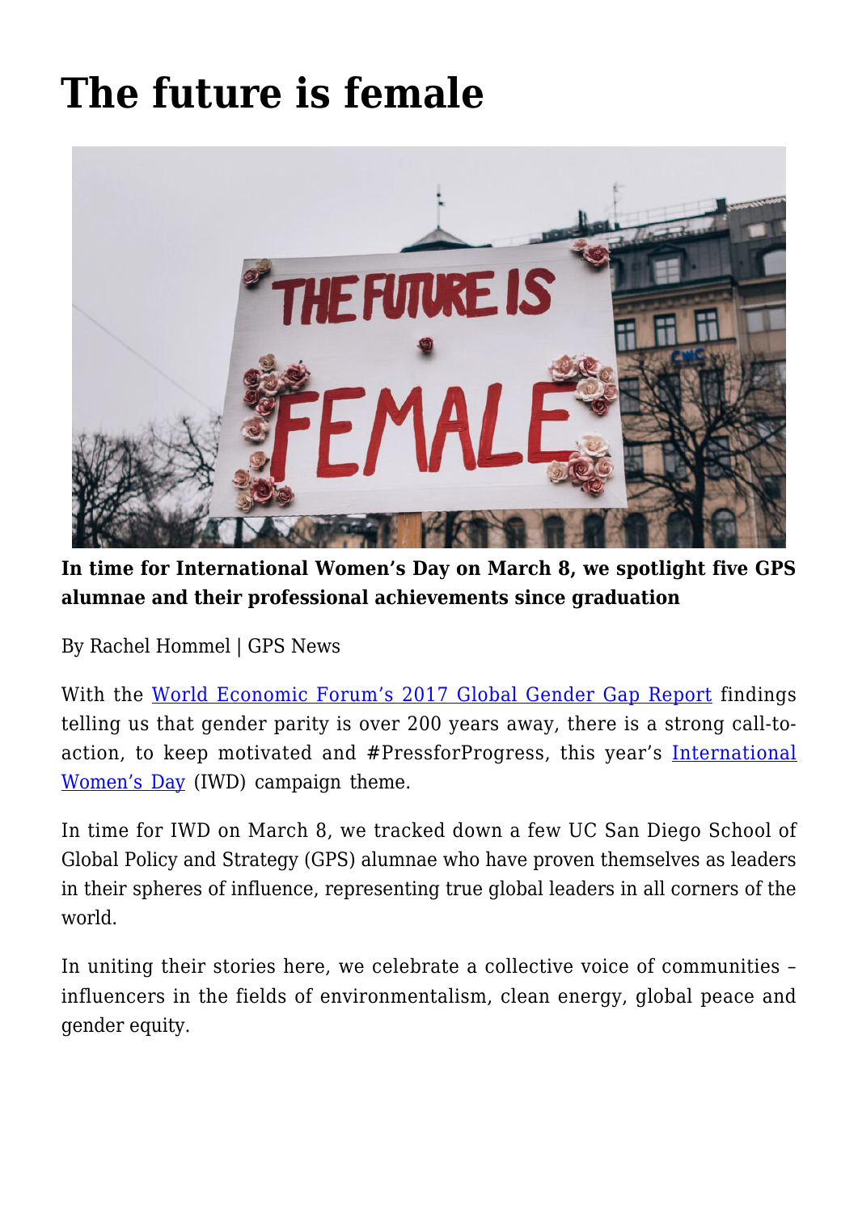# The future is female

**In time for International Women's Day on March 8, we spotlight five GPS alumnae and their professional achievements since graduation**

By Rachel Hommel | GPS News

With the World Economic Forum's 2017 Global Gender Gap Report findings telling us that gender parity is over 200 years away, there is a strong call-to-action, to keep motivated and #PressforProgress, this year's International Women's Day (IWD) campaign theme.

In time for IWD on March 8, we tracked down a few UC San Diego School of Global Policy and Strategy (GPS) alumnae who have proven themselves as leaders in their spheres of influence, representing true global leaders in all corners of the world.

In uniting their stories here, we celebrate a collective voice of communities – influencers in the fields of environmentalism, clean energy, global peace and gender equity.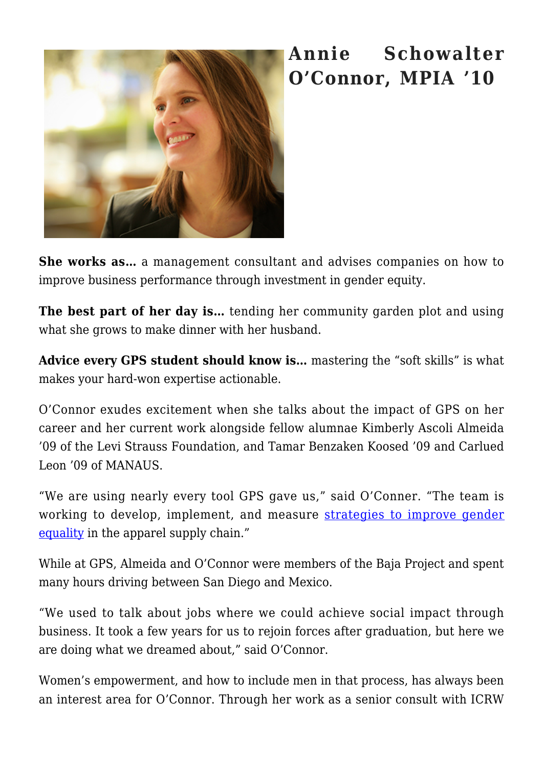## Annie Schowalter O'Connor, MPIA '10

**She works as…** a management consultant and advises companies on how to improve business performance through investment in gender equity.

**The best part of her day is…** tending her community garden plot and using what she grows to make dinner with her husband.

**Advice every GPS student should know is…** mastering the "soft skills" is what makes your hard-won expertise actionable.

O'Connor exudes excitement when she talks about the impact of GPS on her career and her current work alongside fellow alumnae Kimberly Ascoli Almeida '09 of the Levi Strauss Foundation, and Tamar Benzaken Koosed '09 and Carlued Leon '09 of MANAUS.

"We are using nearly every tool GPS gave us," said O'Conner. "The team is working to develop, implement, and measure strategies to improve gender equality in the apparel supply chain."

While at GPS, Almeida and O'Connor were members of the Baja Project and spent many hours driving between San Diego and Mexico.

"We used to talk about jobs where we could achieve social impact through business. It took a few years for us to rejoin forces after graduation, but here we are doing what we dreamed about," said O'Connor.

Women's empowerment, and how to include men in that process, has always been an interest area for O'Connor. Through her work as a senior consult with ICRW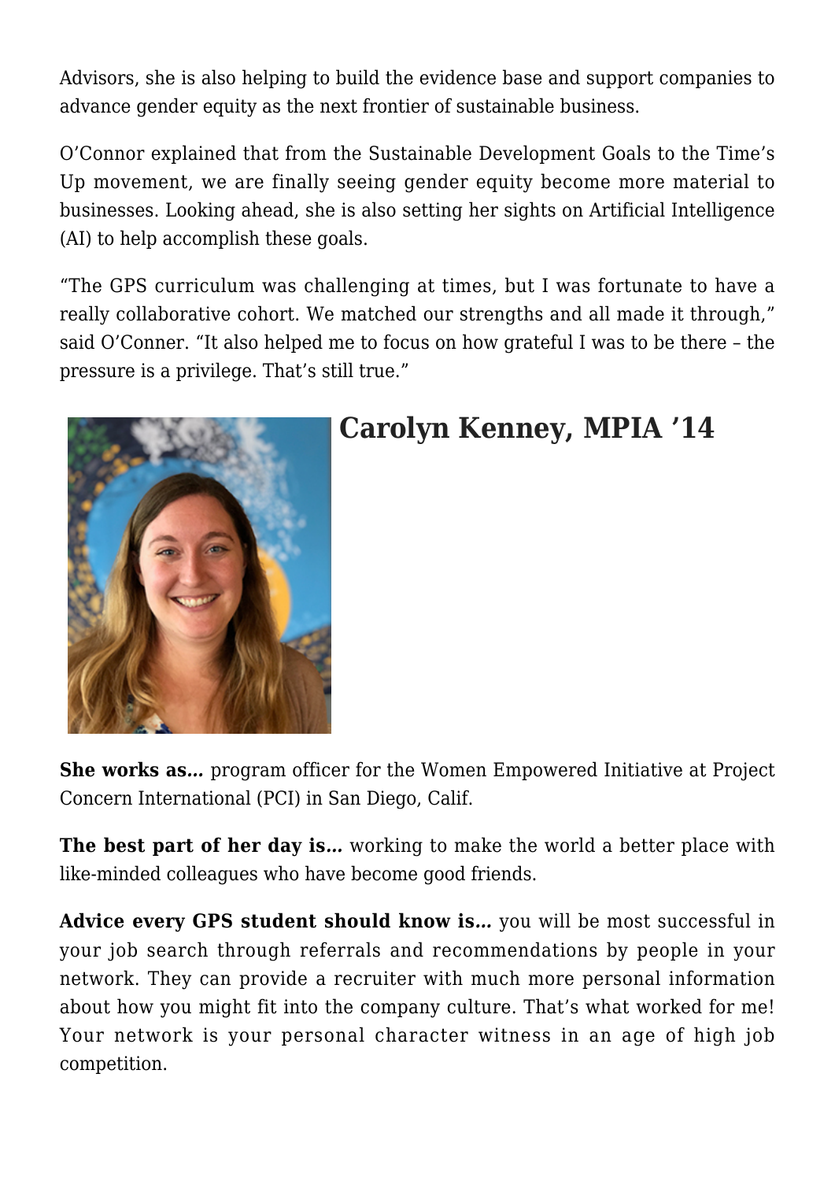Advisors, she is also helping to build the evidence base and support companies to advance gender equity as the next frontier of sustainable business.

O'Connor explained that from the Sustainable Development Goals to the Time's Up movement, we are finally seeing gender equity become more material to businesses. Looking ahead, she is also setting her sights on Artificial Intelligence (AI) to help accomplish these goals.

"The GPS curriculum was challenging at times, but I was fortunate to have a really collaborative cohort. We matched our strengths and all made it through," said O'Conner. "It also helped me to focus on how grateful I was to be there – the pressure is a privilege. That's still true."

## Carolyn Kenney, MPIA '14

**She works as…** program officer for the Women Empowered Initiative at Project Concern International (PCI) in San Diego, Calif.

**The best part of her day is…** working to make the world a better place with like-minded colleagues who have become good friends.

**Advice every GPS student should know is…** you will be most successful in your job search through referrals and recommendations by people in your network. They can provide a recruiter with much more personal information about how you might fit into the company culture. That's what worked for me! Your network is your personal character witness in an age of high job competition.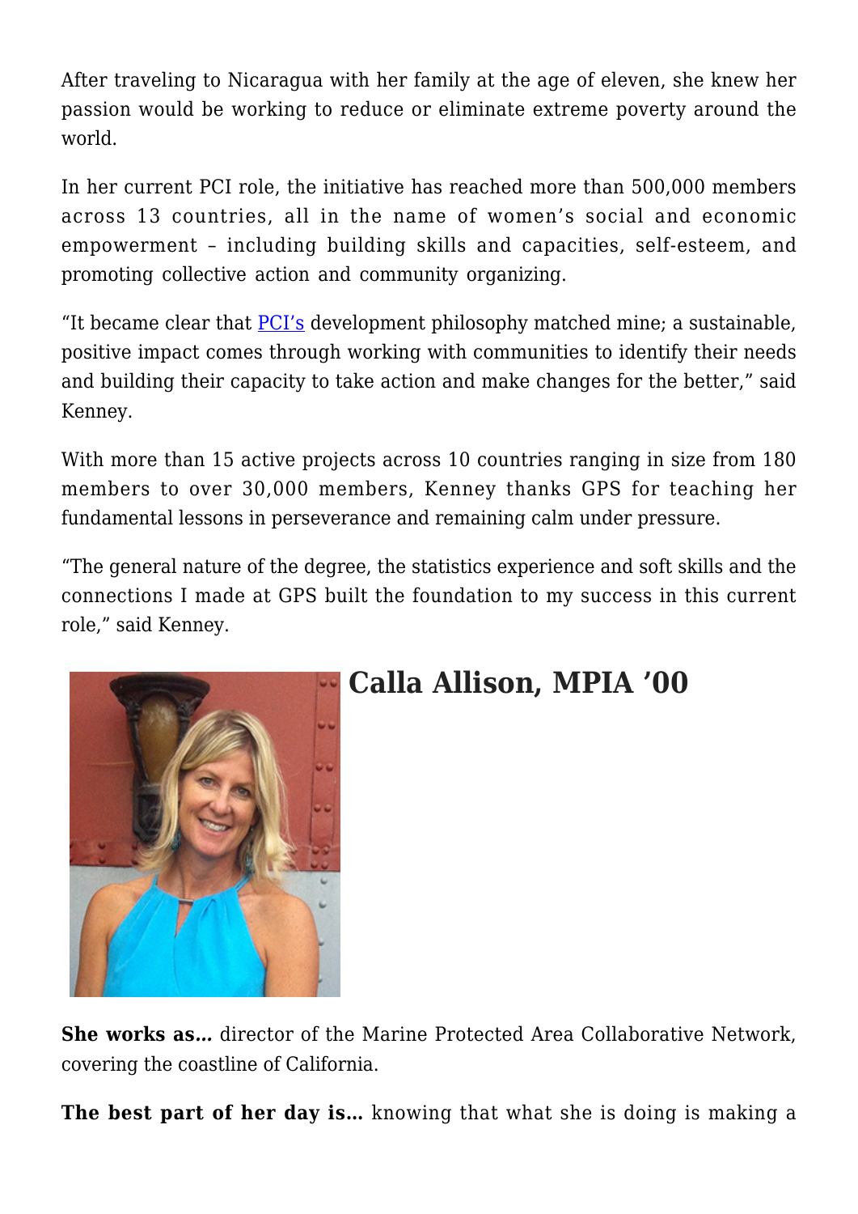After traveling to Nicaragua with her family at the age of eleven, she knew her passion would be working to reduce or eliminate extreme poverty around the world.

In her current PCI role, the initiative has reached more than 500,000 members across 13 countries, all in the name of women's social and economic empowerment – including building skills and capacities, self-esteem, and promoting collective action and community organizing.

"It became clear that PCI's development philosophy matched mine; a sustainable, positive impact comes through working with communities to identify their needs and building their capacity to take action and make changes for the better," said Kenney.

With more than 15 active projects across 10 countries ranging in size from 180 members to over 30,000 members, Kenney thanks GPS for teaching her fundamental lessons in perseverance and remaining calm under pressure.

"The general nature of the degree, the statistics experience and soft skills and the connections I made at GPS built the foundation to my success in this current role," said Kenney.

## Calla Allison, MPIA '00

**She works as…** director of the Marine Protected Area Collaborative Network, covering the coastline of California.

**The best part of her day is…** knowing that what she is doing is making a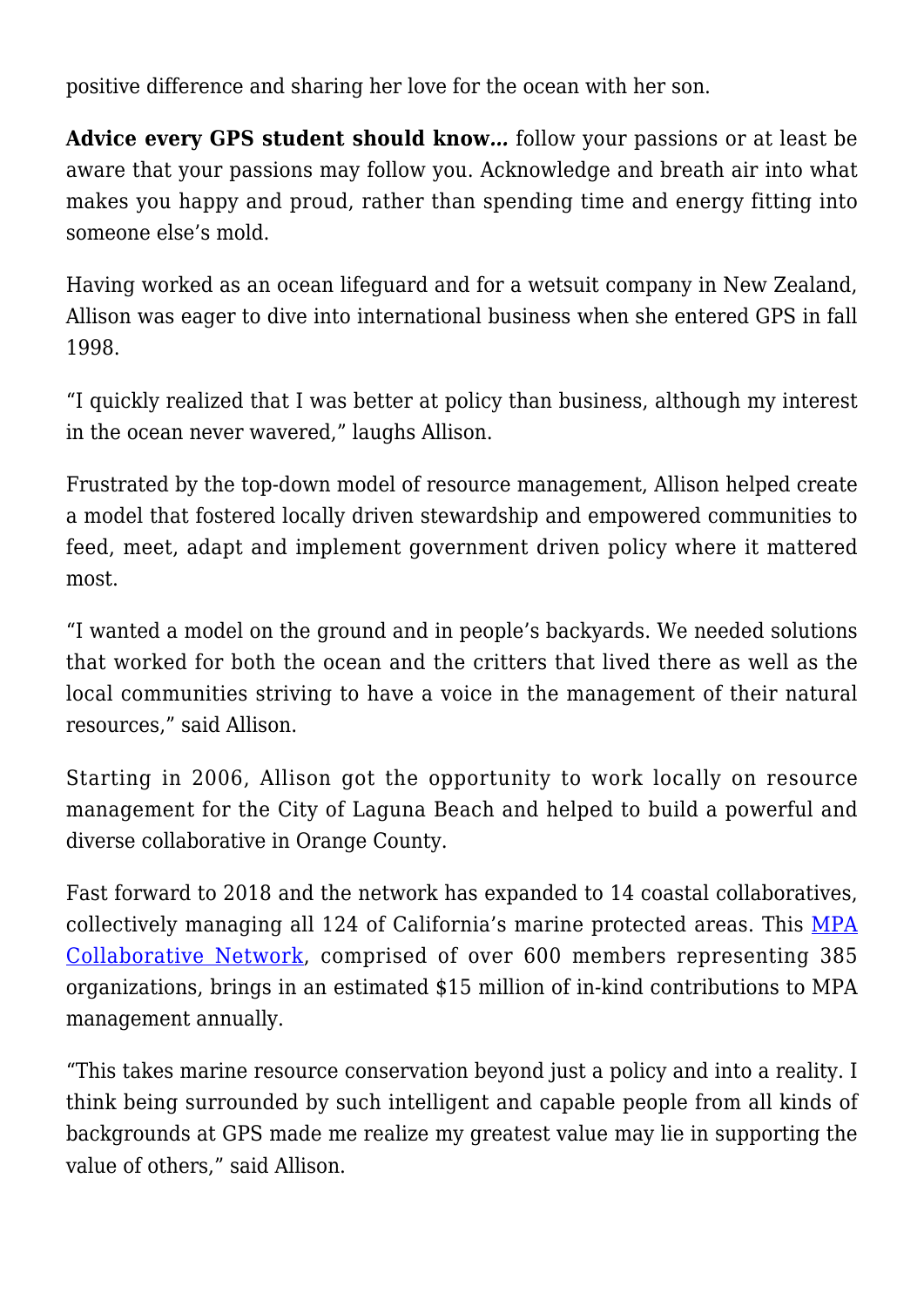positive difference and sharing her love for the ocean with her son.

**Advice every GPS student should know…** follow your passions or at least be aware that your passions may follow you. Acknowledge and breath air into what makes you happy and proud, rather than spending time and energy fitting into someone else's mold.

Having worked as an ocean lifeguard and for a wetsuit company in New Zealand, Allison was eager to dive into international business when she entered GPS in fall 1998.

"I quickly realized that I was better at policy than business, although my interest in the ocean never wavered," laughs Allison.

Frustrated by the top-down model of resource management, Allison helped create a model that fostered locally driven stewardship and empowered communities to feed, meet, adapt and implement government driven policy where it mattered most.

"I wanted a model on the ground and in people's backyards. We needed solutions that worked for both the ocean and the critters that lived there as well as the local communities striving to have a voice in the management of their natural resources," said Allison.

Starting in 2006, Allison got the opportunity to work locally on resource management for the City of Laguna Beach and helped to build a powerful and diverse collaborative in Orange County.

Fast forward to 2018 and the network has expanded to 14 coastal collaboratives, collectively managing all 124 of California's marine protected areas. This [MPA Collaborative Network](), comprised of over 600 members representing 385 organizations, brings in an estimated $15 million of in-kind contributions to MPA management annually.

"This takes marine resource conservation beyond just a policy and into a reality. I think being surrounded by such intelligent and capable people from all kinds of backgrounds at GPS made me realize my greatest value may lie in supporting the value of others," said Allison.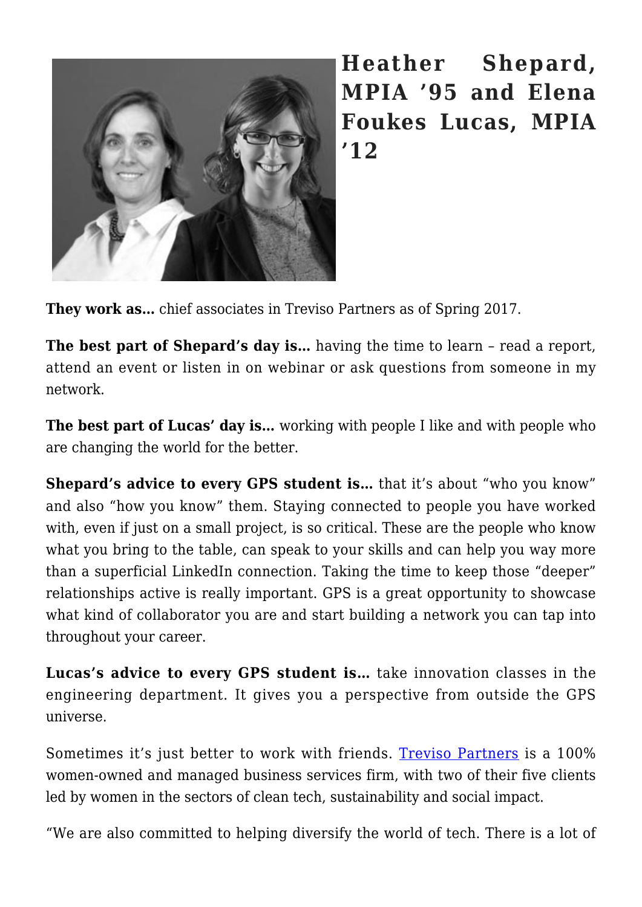## Heather Shepard, MPIA '95 and Elena Foukes Lucas, MPIA '12

**They work as…** chief associates in Treviso Partners as of Spring 2017.

**The best part of Shepard's day is…** having the time to learn – read a report, attend an event or listen in on webinar or ask questions from someone in my network.

**The best part of Lucas' day is…** working with people I like and with people who are changing the world for the better.

**Shepard's advice to every GPS student is…** that it's about "who you know" and also "how you know" them. Staying connected to people you have worked with, even if just on a small project, is so critical. These are the people who know what you bring to the table, can speak to your skills and can help you way more than a superficial LinkedIn connection. Taking the time to keep those "deeper" relationships active is really important. GPS is a great opportunity to showcase what kind of collaborator you are and start building a network you can tap into throughout your career.

**Lucas's advice to every GPS student is…** take innovation classes in the engineering department. It gives you a perspective from outside the GPS universe.

Sometimes it's just better to work with friends. Treviso Partners is a 100% women-owned and managed business services firm, with two of their five clients led by women in the sectors of clean tech, sustainability and social impact.

"We are also committed to helping diversify the world of tech. There is a lot of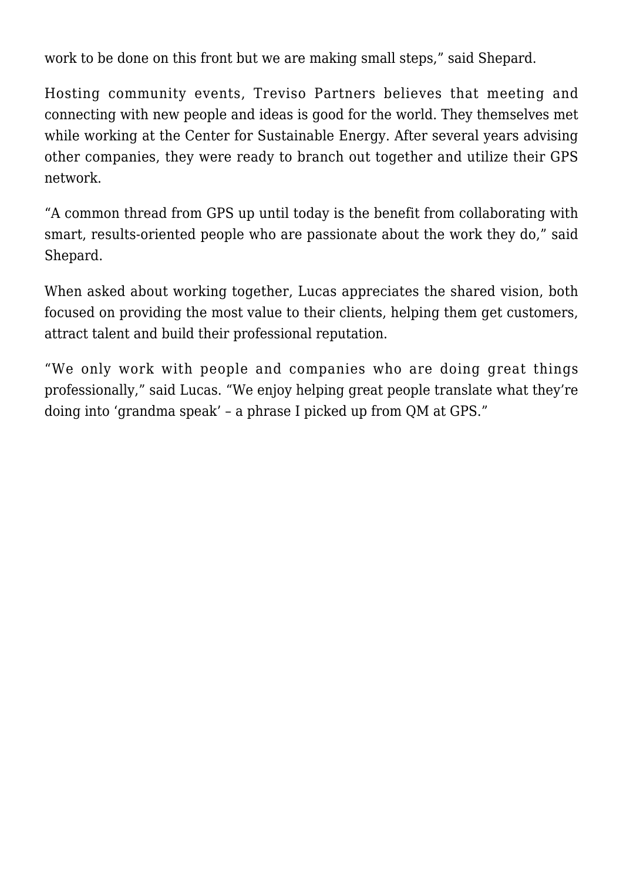work to be done on this front but we are making small steps," said Shepard.

Hosting community events, Treviso Partners believes that meeting and connecting with new people and ideas is good for the world. They themselves met while working at the Center for Sustainable Energy. After several years advising other companies, they were ready to branch out together and utilize their GPS network.

"A common thread from GPS up until today is the benefit from collaborating with smart, results-oriented people who are passionate about the work they do," said Shepard.

When asked about working together, Lucas appreciates the shared vision, both focused on providing the most value to their clients, helping them get customers, attract talent and build their professional reputation.

"We only work with people and companies who are doing great things professionally," said Lucas. "We enjoy helping great people translate what they're doing into 'grandma speak' – a phrase I picked up from QM at GPS."